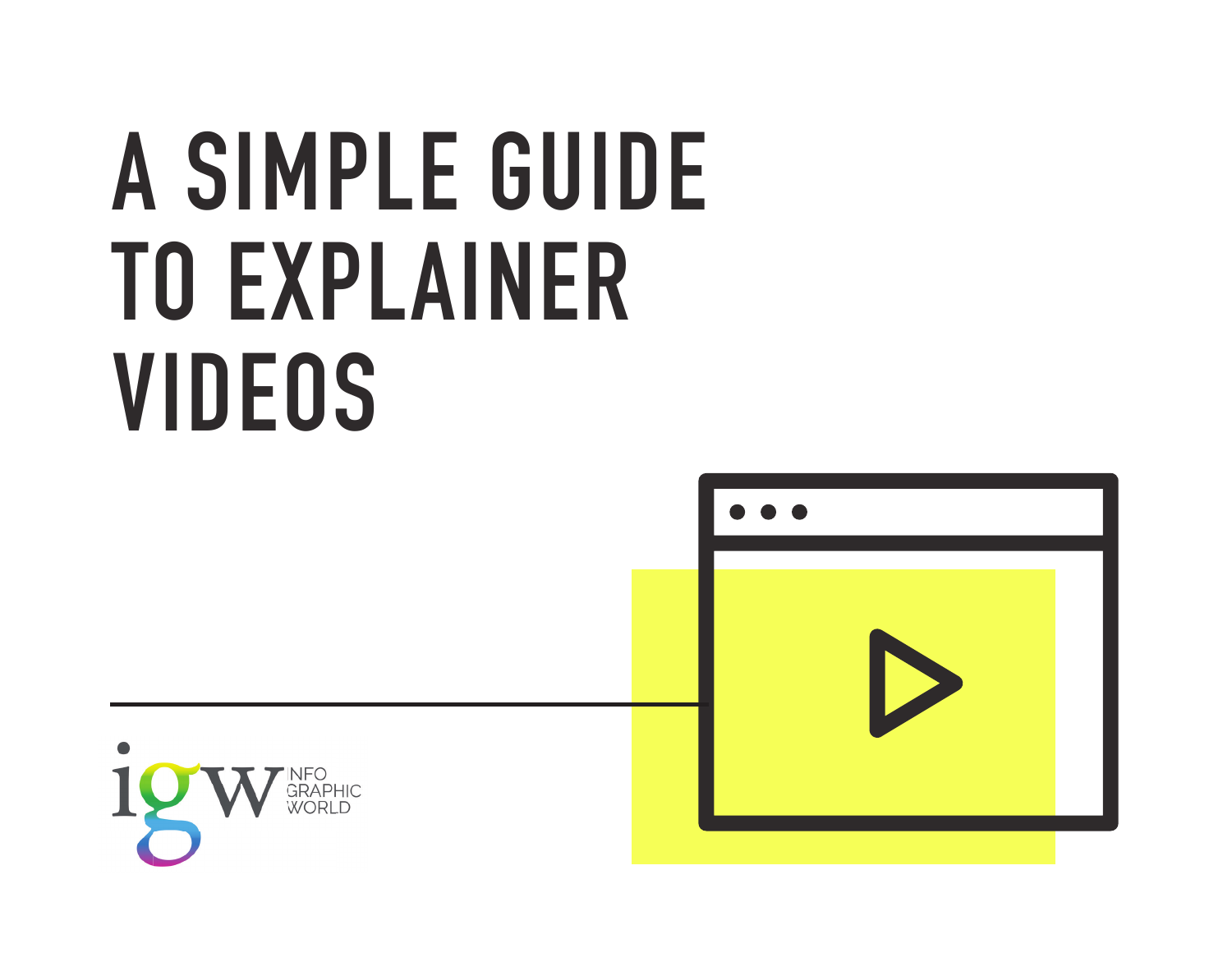# A SIMPLE GUIDE TO EXPLAINER VIDEOS

igw INFO GRAPHIC WORLD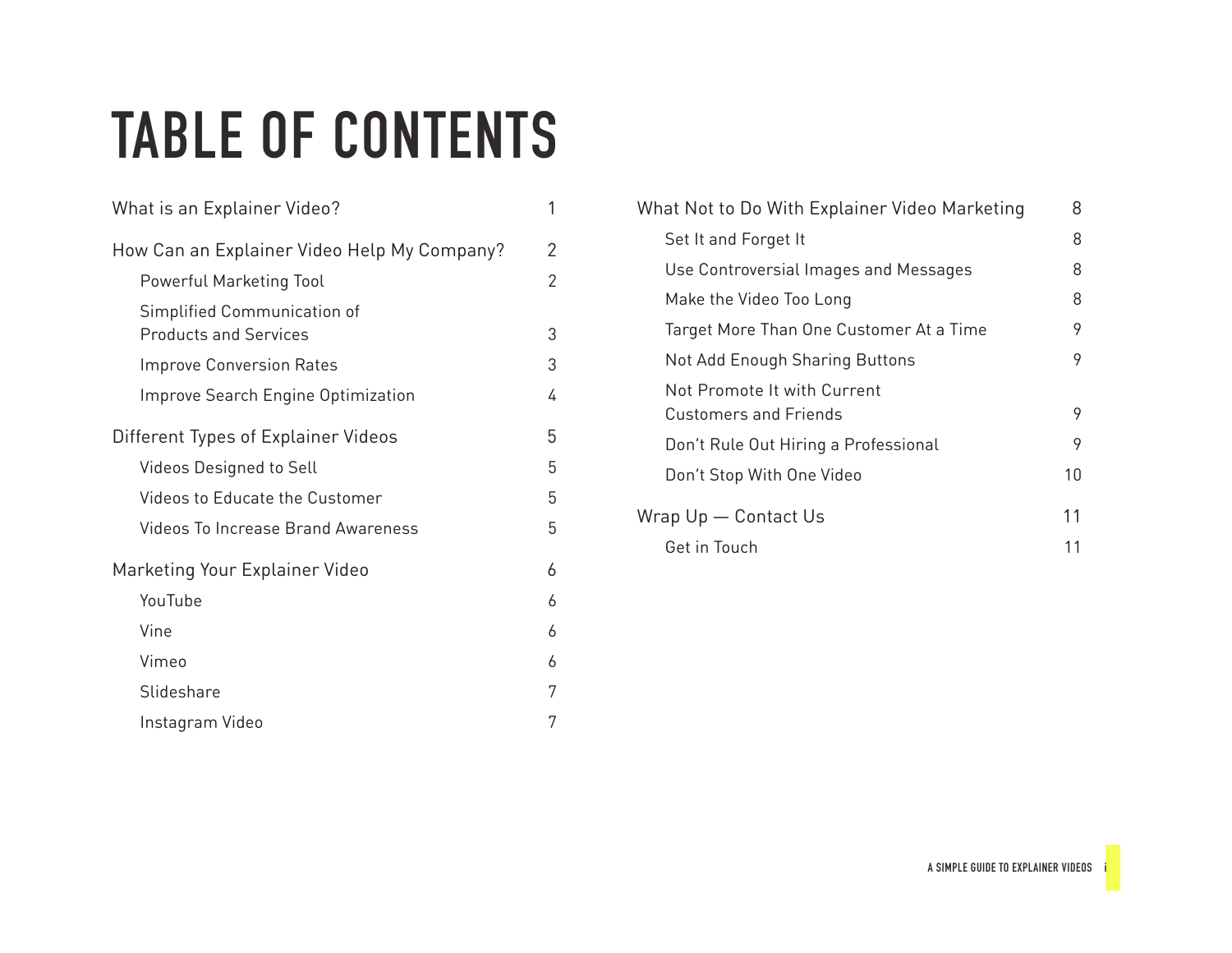# TABLE OF CONTENTS

What is an Explainer Video? 1

How Can an Explainer Video Help My Company? 2

- Powerful Marketing Tool 2
- Simplified Communication of Products and Services 3
- Improve Conversion Rates 3
- Improve Search Engine Optimization 4

Different Types of Explainer Videos 5

- Videos Designed to Sell 5
- Videos to Educate the Customer 5
- Videos To Increase Brand Awareness 5

Marketing Your Explainer Video 6

- YouTube 6
- Vine 6
- Vimeo 6
- Slideshare 7
- Instagram Video 7

What Not to Do With Explainer Video Marketing 8

- Set It and Forget It 8
- Use Controversial Images and Messages 8
- Make the Video Too Long 8
- Target More Than One Customer At a Time 9
- Not Add Enough Sharing Buttons 9
- Not Promote It with Current Customers and Friends 9
- Don't Rule Out Hiring a Professional 9
- Don't Stop With One Video 10

Wrap Up — Contact Us 11

- Get in Touch 11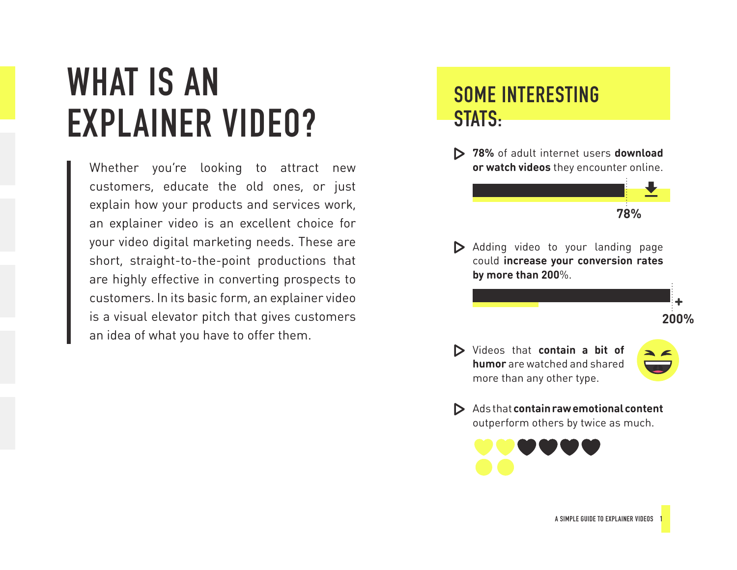# WHAT IS AN EXPLAINER VIDEO?

Whether you're looking to attract new customers, educate the old ones, or just explain how your products and services work, an explainer video is an excellent choice for your video digital marketing needs. These are short, straight-to-the-point productions that are highly effective in converting prospects to customers. In its basic form, an explainer video is a visual elevator pitch that gives customers an idea of what you have to offer them.

## SOME INTERESTING STATS:

- **78%** of adult internet users **download or watch videos** they encounter online.

  78%

- Adding video to your landing page could **increase your conversion rates by more than 200**%.

  +200%

- Videos that **contain a bit of humor** are watched and shared more than any other type.

- Ads that **contain raw emotional content** outperform others by twice as much.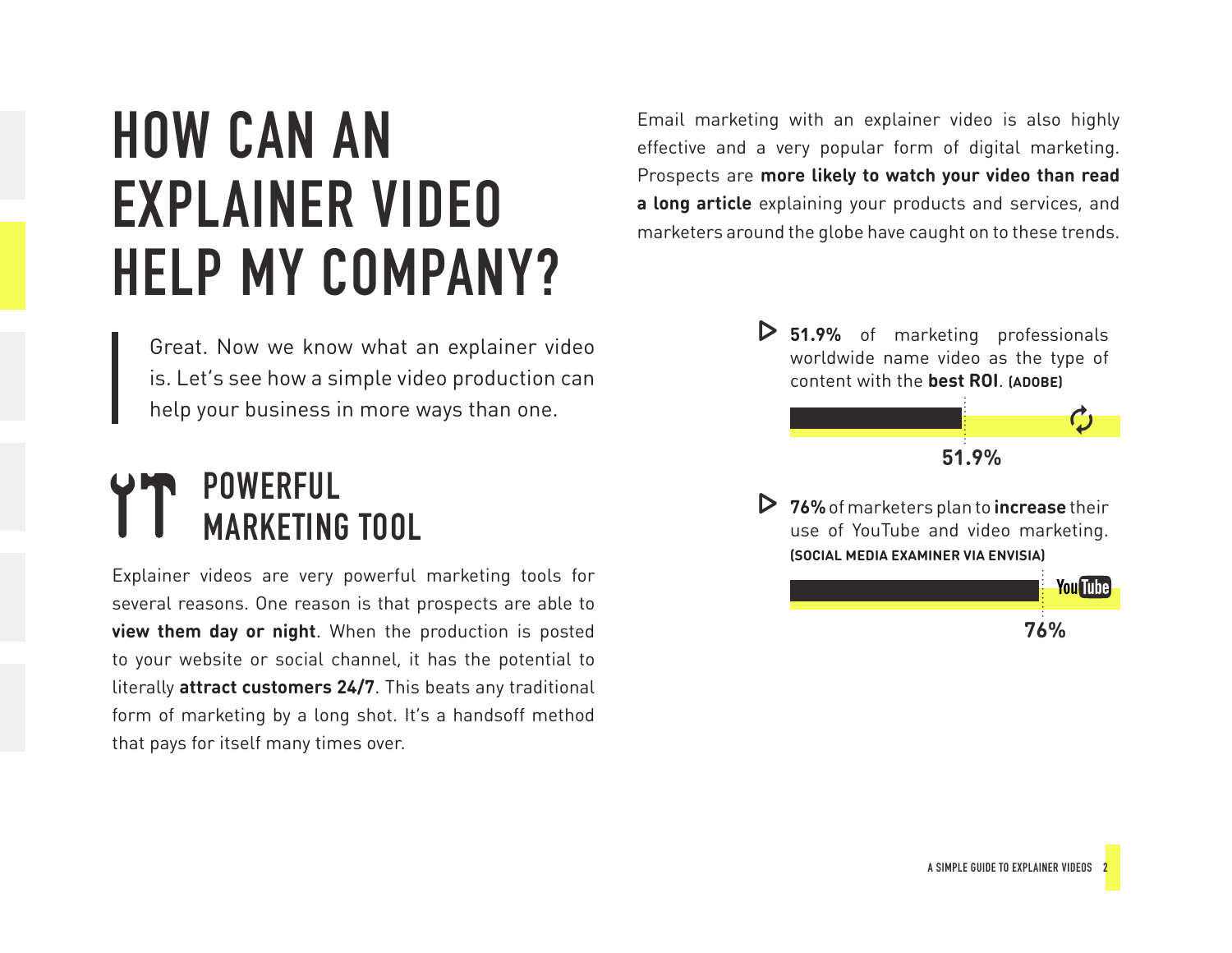# HOW CAN AN EXPLAINER VIDEO HELP MY COMPANY?

Great. Now we know what an explainer video is. Let's see how a simple video production can help your business in more ways than one.

## POWERFUL MARKETING TOOL

Explainer videos are very powerful marketing tools for several reasons. One reason is that prospects are able to **view them day or night**. When the production is posted to your website or social channel, it has the potential to literally **attract customers 24/7**. This beats any traditional form of marketing by a long shot. It's a handsoff method that pays for itself many times over.

Email marketing with an explainer video is also highly effective and a very popular form of digital marketing. Prospects are **more likely to watch your video than read a long article** explaining your products and services, and marketers around the globe have caught on to these trends.

- **51.9%** of marketing professionals worldwide name video as the type of content with the **best ROI**. **(ADOBE)**

51.9%

- **76%** of marketers plan to **increase** their use of YouTube and video marketing. **(SOCIAL MEDIA EXAMINER VIA ENVISIA)**

76%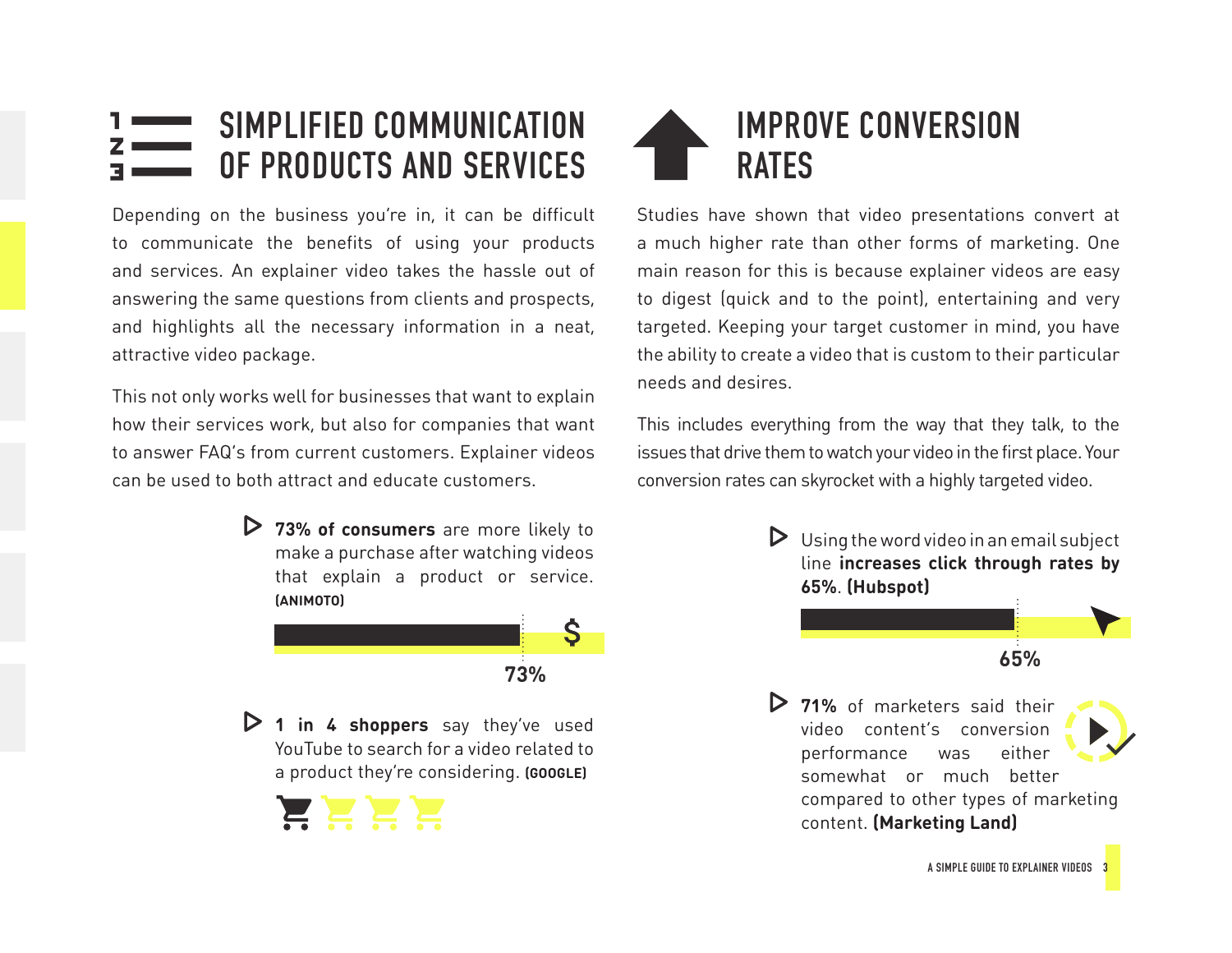## SIMPLIFIED COMMUNICATION OF PRODUCTS AND SERVICES

Depending on the business you're in, it can be difficult to communicate the benefits of using your products and services. An explainer video takes the hassle out of answering the same questions from clients and prospects, and highlights all the necessary information in a neat, attractive video package.

This not only works well for businesses that want to explain how their services work, but also for companies that want to answer FAQ's from current customers. Explainer videos can be used to both attract and educate customers.

- **73% of consumers** are more likely to make a purchase after watching videos that explain a product or service. **(ANIMOTO)**

73%

- **1 in 4 shoppers** say they've used YouTube to search for a video related to a product they're considering. **(GOOGLE)**

## IMPROVE CONVERSION RATES

Studies have shown that video presentations convert at a much higher rate than other forms of marketing. One main reason for this is because explainer videos are easy to digest (quick and to the point), entertaining and very targeted. Keeping your target customer in mind, you have the ability to create a video that is custom to their particular needs and desires.

This includes everything from the way that they talk, to the issues that drive them to watch your video in the first place. Your conversion rates can skyrocket with a highly targeted video.

- Using the word video in an email subject line **increases click through rates by 65%**. **(Hubspot)**

65%

- **71%** of marketers said their video content's conversion performance was either somewhat or much better compared to other types of marketing content. **(Marketing Land)**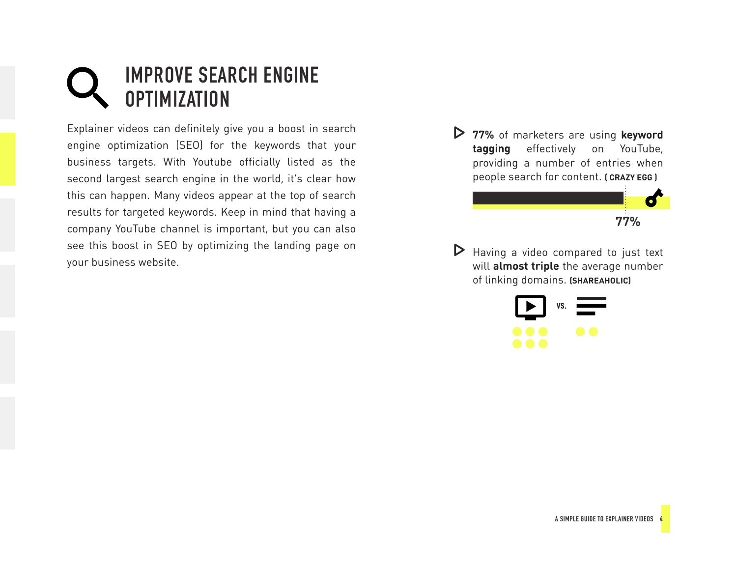# IMPROVE SEARCH ENGINE OPTIMIZATION

Explainer videos can definitely give you a boost in search engine optimization (SEO) for the keywords that your business targets. With Youtube officially listed as the second largest search engine in the world, it's clear how this can happen. Many videos appear at the top of search results for targeted keywords. Keep in mind that having a company YouTube channel is important, but you can also see this boost in SEO by optimizing the landing page on your business website.

- **77%** of marketers are using **keyword tagging** effectively on YouTube, providing a number of entries when people search for content. **( CRAZY EGG )**

77%

- Having a video compared to just text will **almost triple** the average number of linking domains. **(SHAREAHOLIC)**

VS.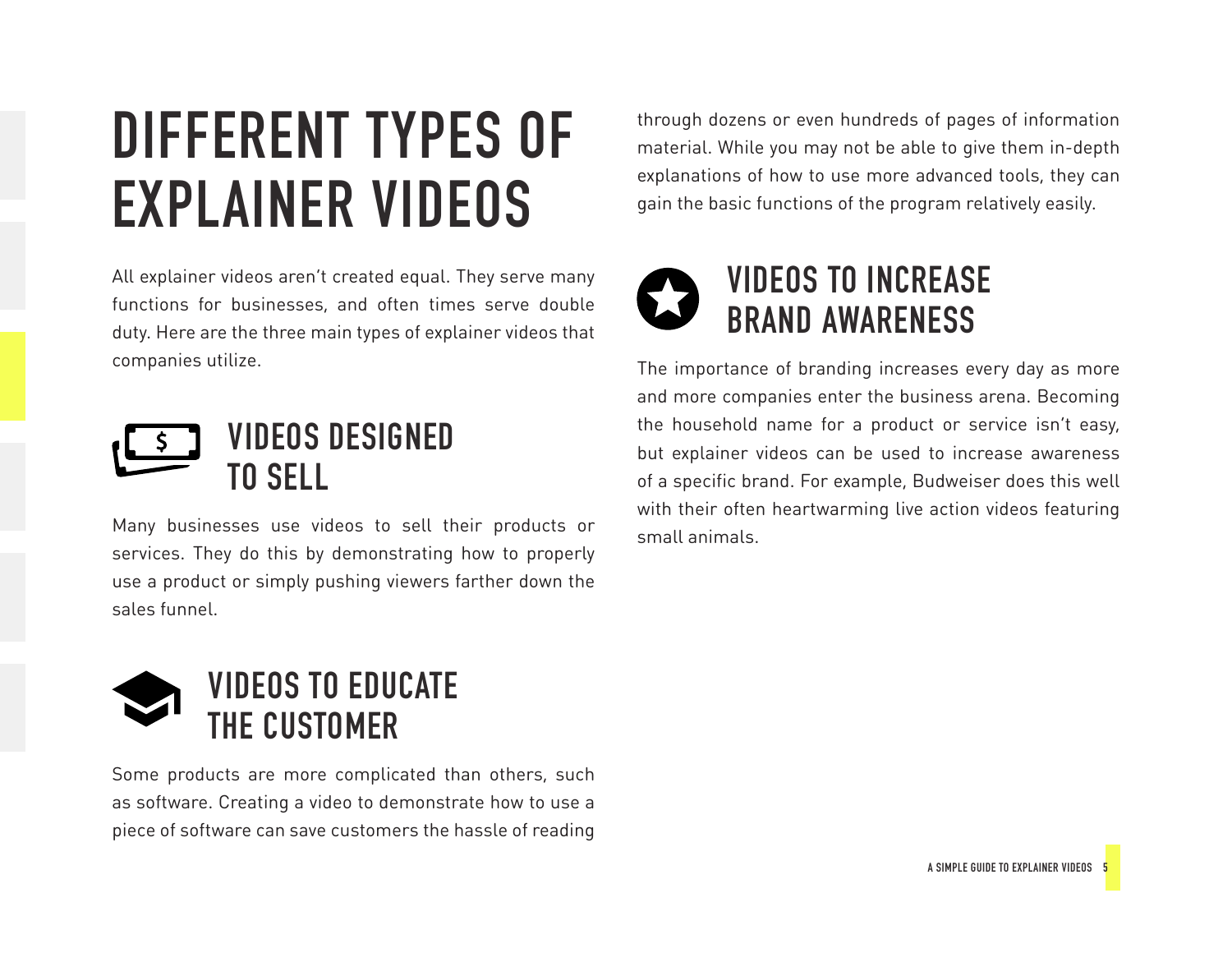# DIFFERENT TYPES OF EXPLAINER VIDEOS

All explainer videos aren't created equal. They serve many functions for businesses, and often times serve double duty. Here are the three main types of explainer videos that companies utilize.

## VIDEOS DESIGNED TO SELL

Many businesses use videos to sell their products or services. They do this by demonstrating how to properly use a product or simply pushing viewers farther down the sales funnel.

## VIDEOS TO EDUCATE THE CUSTOMER

Some products are more complicated than others, such as software. Creating a video to demonstrate how to use a piece of software can save customers the hassle of reading through dozens or even hundreds of pages of information material. While you may not be able to give them in-depth explanations of how to use more advanced tools, they can gain the basic functions of the program relatively easily.

## VIDEOS TO INCREASE BRAND AWARENESS

The importance of branding increases every day as more and more companies enter the business arena. Becoming the household name for a product or service isn't easy, but explainer videos can be used to increase awareness of a specific brand. For example, Budweiser does this well with their often heartwarming live action videos featuring small animals.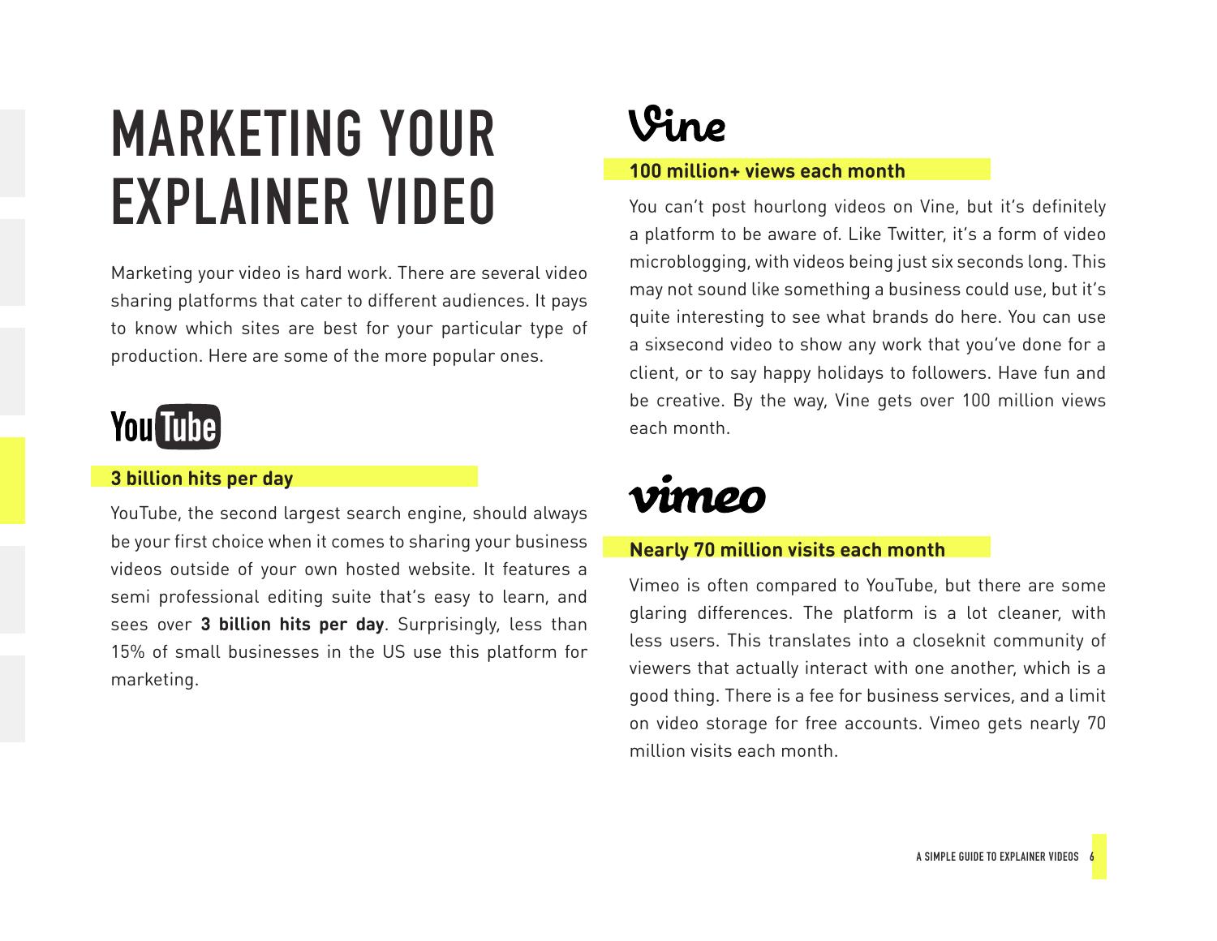# MARKETING YOUR EXPLAINER VIDEO

Marketing your video is hard work. There are several video sharing platforms that cater to different audiences. It pays to know which sites are best for your particular type of production. Here are some of the more popular ones.

## YouTube

**3 billion hits per day**

YouTube, the second largest search engine, should always be your first choice when it comes to sharing your business videos outside of your own hosted website. It features a semi professional editing suite that's easy to learn, and sees over **3 billion hits per day**. Surprisingly, less than 15% of small businesses in the US use this platform for marketing.

## Vine

**100 million+ views each month**

You can't post hourlong videos on Vine, but it's definitely a platform to be aware of. Like Twitter, it's a form of video microblogging, with videos being just six seconds long. This may not sound like something a business could use, but it's quite interesting to see what brands do here. You can use a sixsecond video to show any work that you've done for a client, or to say happy holidays to followers. Have fun and be creative. By the way, Vine gets over 100 million views each month.

## vimeo

**Nearly 70 million visits each month**

Vimeo is often compared to YouTube, but there are some glaring differences. The platform is a lot cleaner, with less users. This translates into a closeknit community of viewers that actually interact with one another, which is a good thing. There is a fee for business services, and a limit on video storage for free accounts. Vimeo gets nearly 70 million visits each month.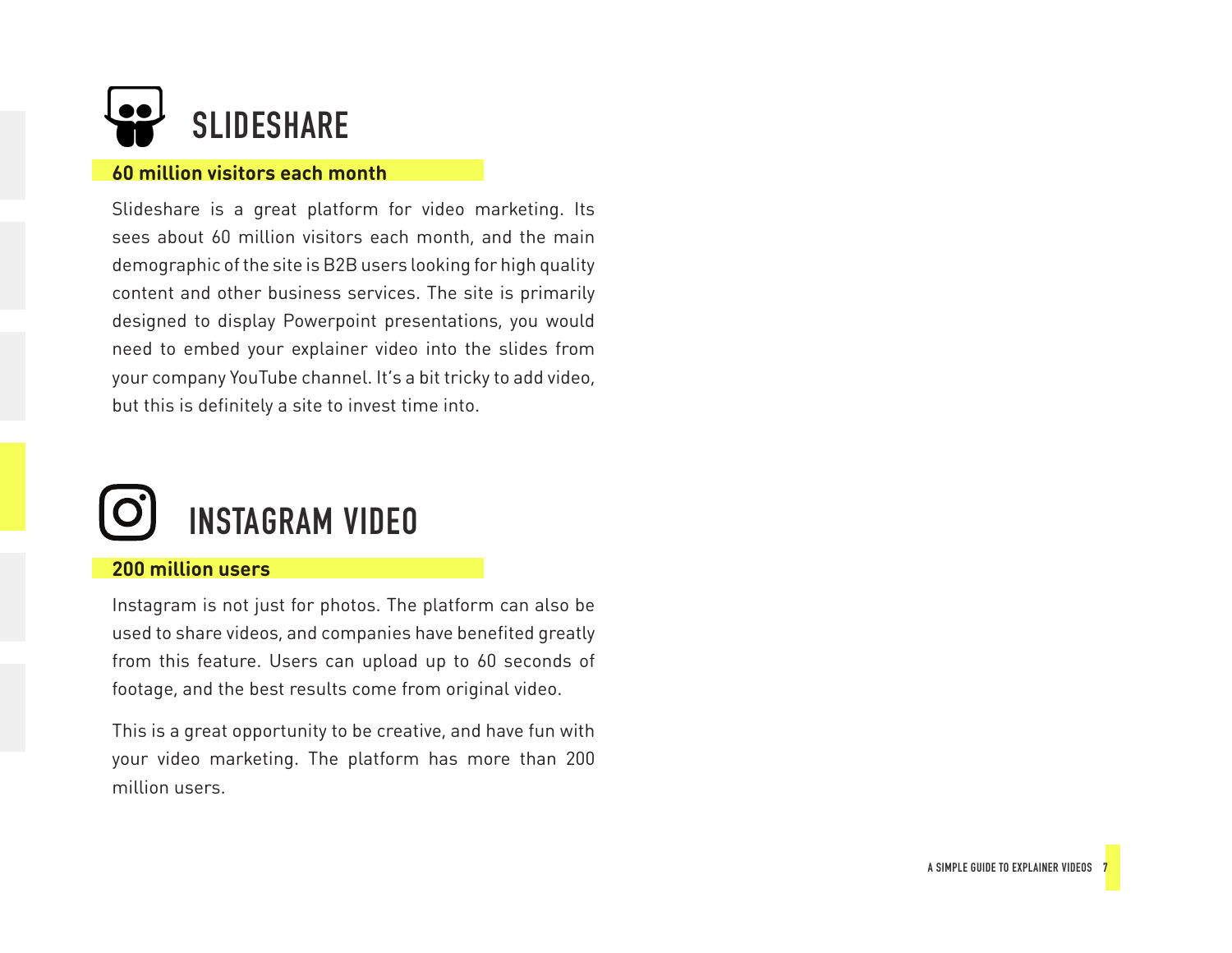## SLIDESHARE

**60 million visitors each month**

Slideshare is a great platform for video marketing. Its sees about 60 million visitors each month, and the main demographic of the site is B2B users looking for high quality content and other business services. The site is primarily designed to display Powerpoint presentations, you would need to embed your explainer video into the slides from your company YouTube channel. It's a bit tricky to add video, but this is definitely a site to invest time into.

## INSTAGRAM VIDEO

**200 million users**

Instagram is not just for photos. The platform can also be used to share videos, and companies have benefited greatly from this feature. Users can upload up to 60 seconds of footage, and the best results come from original video.

This is a great opportunity to be creative, and have fun with your video marketing. The platform has more than 200 million users.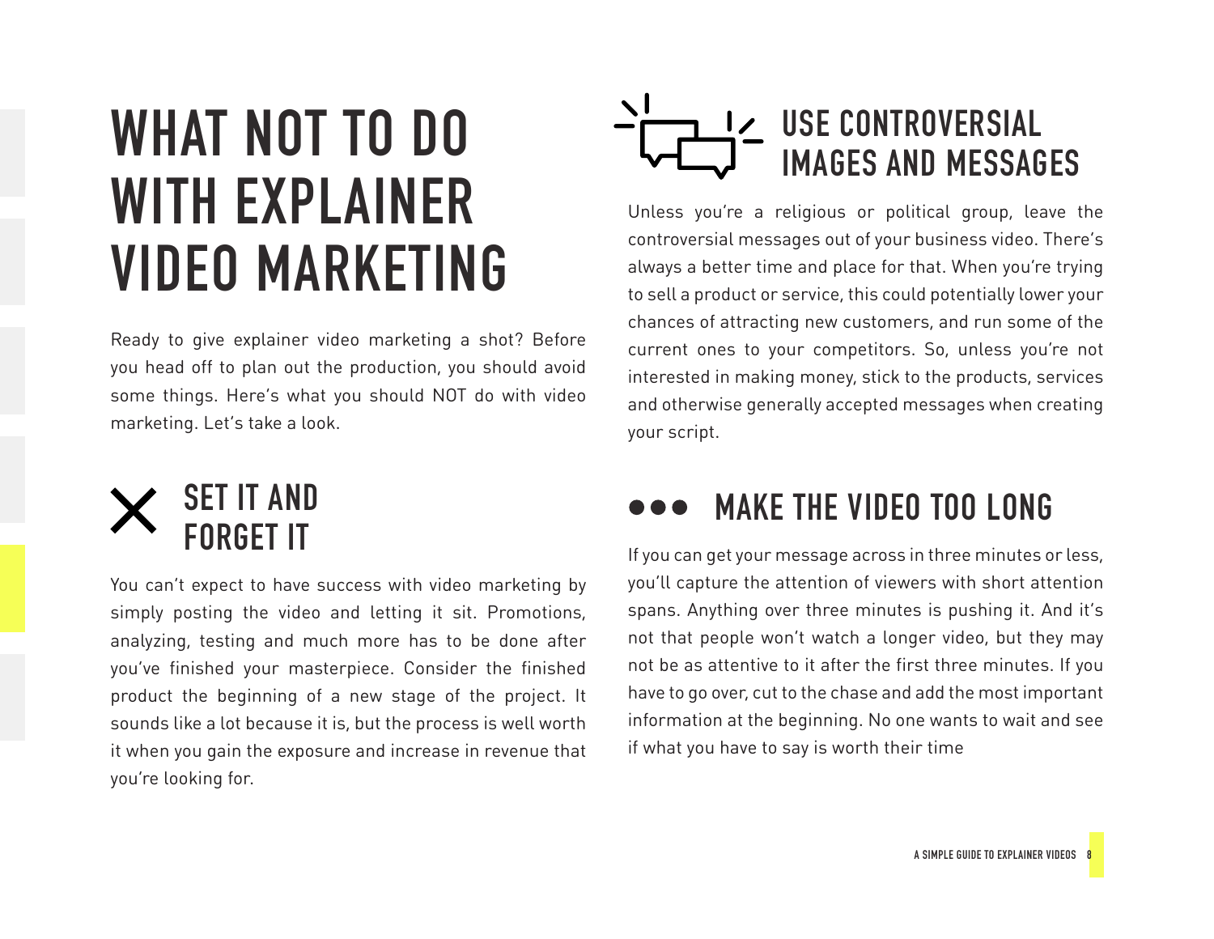# WHAT NOT TO DO WITH EXPLAINER VIDEO MARKETING

Ready to give explainer video marketing a shot? Before you head off to plan out the production, you should avoid some things. Here's what you should NOT do with video marketing. Let's take a look.

## SET IT AND FORGET IT

You can't expect to have success with video marketing by simply posting the video and letting it sit. Promotions, analyzing, testing and much more has to be done after you've finished your masterpiece. Consider the finished product the beginning of a new stage of the project. It sounds like a lot because it is, but the process is well worth it when you gain the exposure and increase in revenue that you're looking for.

## USE CONTROVERSIAL IMAGES AND MESSAGES

Unless you're a religious or political group, leave the controversial messages out of your business video. There's always a better time and place for that. When you're trying to sell a product or service, this could potentially lower your chances of attracting new customers, and run some of the current ones to your competitors. So, unless you're not interested in making money, stick to the products, services and otherwise generally accepted messages when creating your script.

## MAKE THE VIDEO TOO LONG

If you can get your message across in three minutes or less, you'll capture the attention of viewers with short attention spans. Anything over three minutes is pushing it. And it's not that people won't watch a longer video, but they may not be as attentive to it after the first three minutes. If you have to go over, cut to the chase and add the most important information at the beginning. No one wants to wait and see if what you have to say is worth their time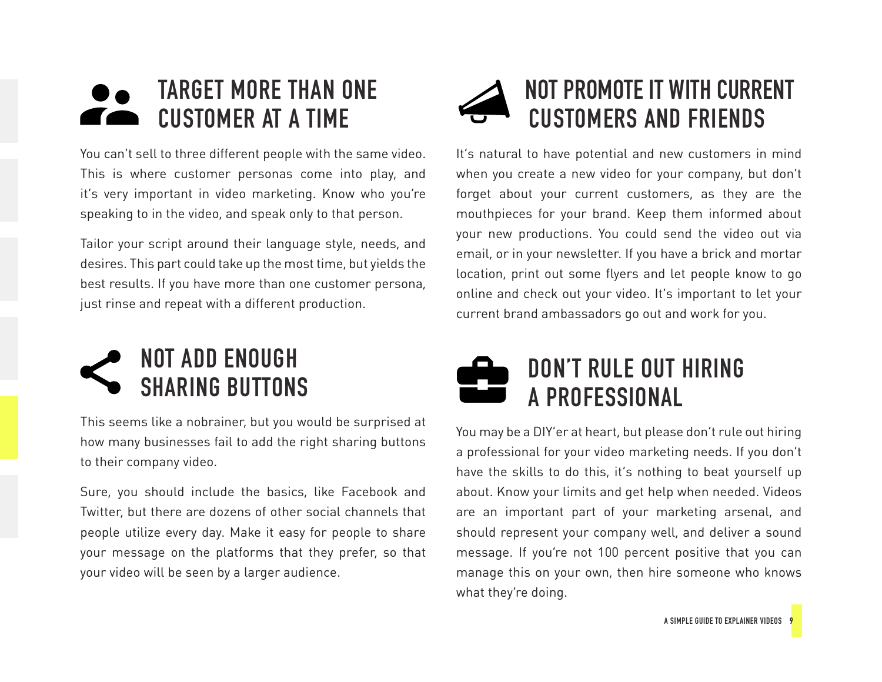## TARGET MORE THAN ONE CUSTOMER AT A TIME

You can't sell to three different people with the same video. This is where customer personas come into play, and it's very important in video marketing. Know who you're speaking to in the video, and speak only to that person.

Tailor your script around their language style, needs, and desires. This part could take up the most time, but yields the best results. If you have more than one customer persona, just rinse and repeat with a different production.

## NOT ADD ENOUGH SHARING BUTTONS

This seems like a nobrainer, but you would be surprised at how many businesses fail to add the right sharing buttons to their company video.

Sure, you should include the basics, like Facebook and Twitter, but there are dozens of other social channels that people utilize every day. Make it easy for people to share your message on the platforms that they prefer, so that your video will be seen by a larger audience.

## NOT PROMOTE IT WITH CURRENT CUSTOMERS AND FRIENDS

It's natural to have potential and new customers in mind when you create a new video for your company, but don't forget about your current customers, as they are the mouthpieces for your brand. Keep them informed about your new productions. You could send the video out via email, or in your newsletter. If you have a brick and mortar location, print out some flyers and let people know to go online and check out your video. It's important to let your current brand ambassadors go out and work for you.

## DON'T RULE OUT HIRING A PROFESSIONAL

You may be a DIY'er at heart, but please don't rule out hiring a professional for your video marketing needs. If you don't have the skills to do this, it's nothing to beat yourself up about. Know your limits and get help when needed. Videos are an important part of your marketing arsenal, and should represent your company well, and deliver a sound message. If you're not 100 percent positive that you can manage this on your own, then hire someone who knows what they're doing.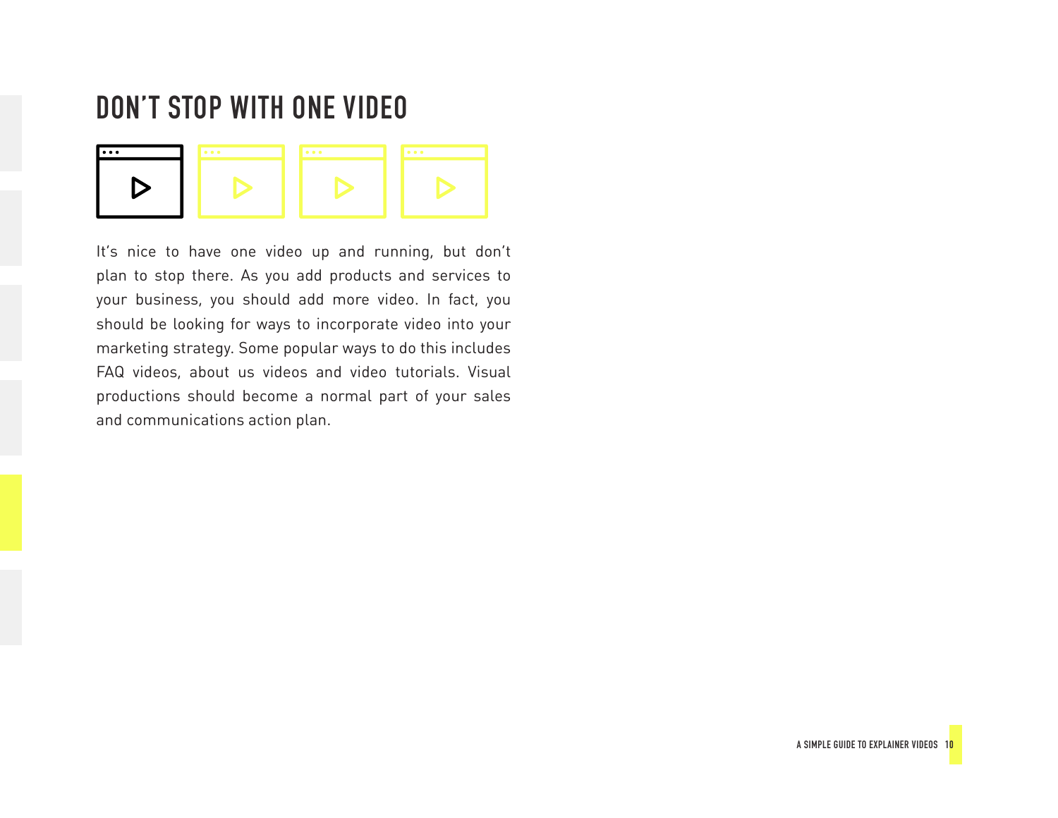# DON'T STOP WITH ONE VIDEO

It's nice to have one video up and running, but don't plan to stop there. As you add products and services to your business, you should add more video. In fact, you should be looking for ways to incorporate video into your marketing strategy. Some popular ways to do this includes FAQ videos, about us videos and video tutorials. Visual productions should become a normal part of your sales and communications action plan.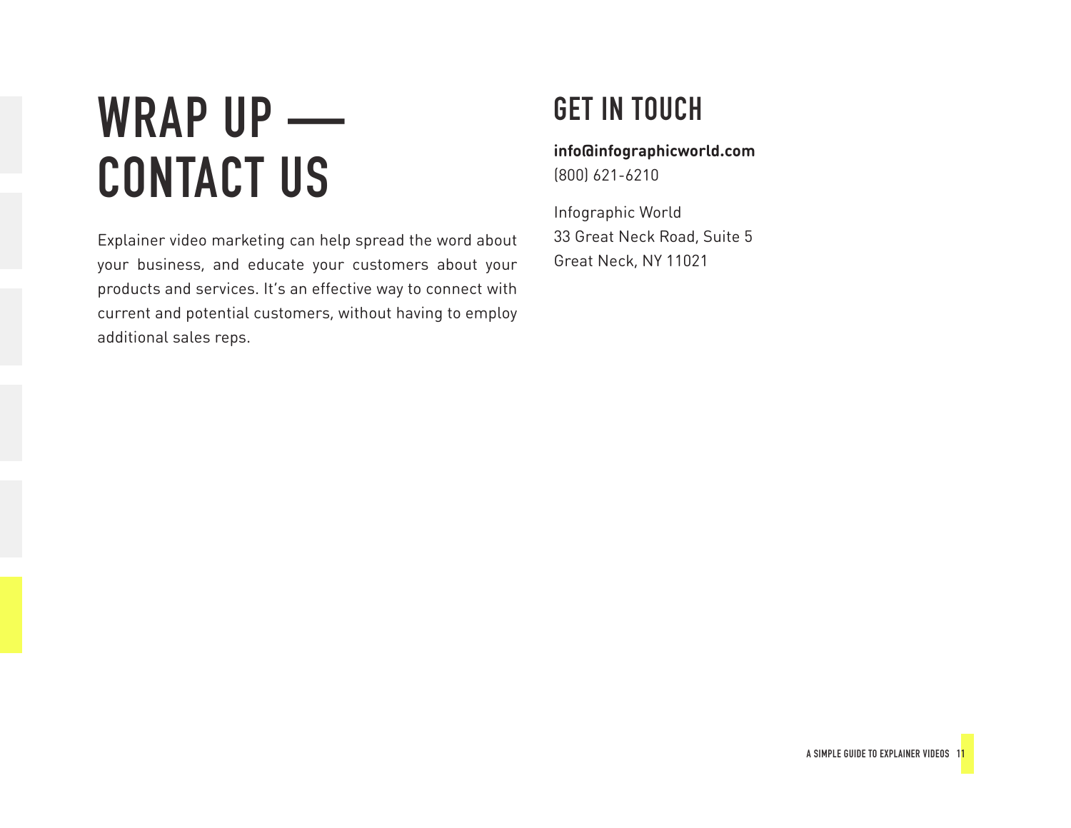# WRAP UP — CONTACT US

Explainer video marketing can help spread the word about your business, and educate your customers about your products and services. It's an effective way to connect with current and potential customers, without having to employ additional sales reps.

## GET IN TOUCH

**info@infographicworld.com**
(800) 621-6210

Infographic World
33 Great Neck Road, Suite 5
Great Neck, NY 11021